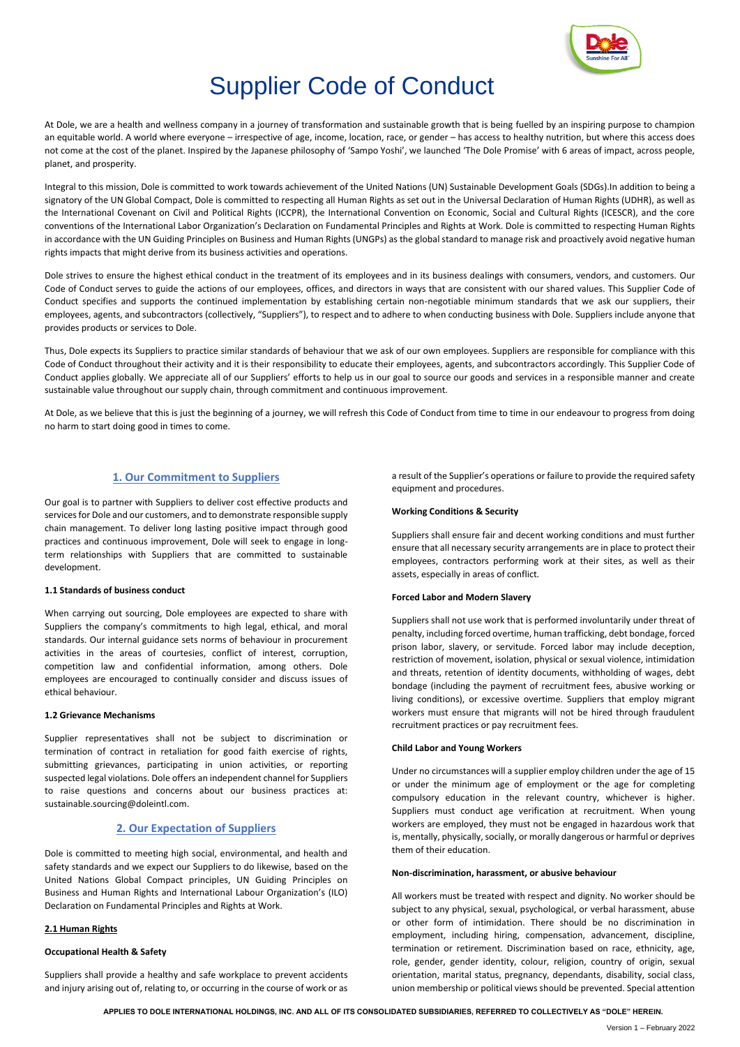# Supplier Code of Conduct

At Dole, we are a health and wellness company in a journey of transformation and sustainable growth that is being fuelled by an inspiring purpose to champion an equitable world. A world where everyone – irrespective of age, income, location, race, or gender – has access to healthy nutrition, but where this access does not come at the cost of the planet. Inspired by the Japanese philosophy of 'Sampo Yoshi', we launched 'The Dole Promise' with 6 areas of impact, across people, planet, and prosperity.

Integral to this mission, Dole is committed to work towards achievement of the United Nations (UN) Sustainable Development Goals (SDGs).In addition to being a signatory of the UN Global Compact, Dole is committed to respecting all Human Rights as set out in the Universal Declaration of Human Rights (UDHR), as well as the International Covenant on Civil and Political Rights (ICCPR), the International Convention on Economic, Social and Cultural Rights (ICESCR), and the core conventions of the International Labor Organization's Declaration on Fundamental Principles and Rights at Work. Dole is committed to respecting Human Rights in accordance with the UN Guiding Principles on Business and Human Rights (UNGPs) as the global standard to manage risk and proactively avoid negative human rights impacts that might derive from its business activities and operations.

Dole strives to ensure the highest ethical conduct in the treatment of its employees and in its business dealings with consumers, vendors, and customers. Our Code of Conduct serves to guide the actions of our employees, offices, and directors in ways that are consistent with our shared values. This Supplier Code of Conduct specifies and supports the continued implementation by establishing certain non-negotiable minimum standards that we ask our suppliers, their employees, agents, and subcontractors (collectively, "Suppliers"), to respect and to adhere to when conducting business with Dole. Suppliers include anyone that provides products or services to Dole.

Thus, Dole expects its Suppliers to practice similar standards of behaviour that we ask of our own employees. Suppliers are responsible for compliance with this Code of Conduct throughout their activity and it is their responsibility to educate their employees, agents, and subcontractors accordingly. This Supplier Code of Conduct applies globally. We appreciate all of our Suppliers' efforts to help us in our goal to source our goods and services in a responsible manner and create sustainable value throughout our supply chain, through commitment and continuous improvement.

At Dole, as we believe that this is just the beginning of a journey, we will refresh this Code of Conduct from time to time in our endeavour to progress from doing no harm to start doing good in times to come.

## 1. Our Commitment to Suppliers

Our goal is to partner with Suppliers to deliver cost effective products and services for Dole and our customers, and to demonstrate responsible supply chain management. To deliver long lasting positive impact through good practices and continuous improvement, Dole will seek to engage in long-term relationships with Suppliers that are committed to sustainable development.

### 1.1 Standards of business conduct

When carrying out sourcing, Dole employees are expected to share with Suppliers the company's commitments to high legal, ethical, and moral standards. Our internal guidance sets norms of behaviour in procurement activities in the areas of courtesies, conflict of interest, corruption, competition law and confidential information, among others. Dole employees are encouraged to continually consider and discuss issues of ethical behaviour.

### 1.2 Grievance Mechanisms

Supplier representatives shall not be subject to discrimination or termination of contract in retaliation for good faith exercise of rights, submitting grievances, participating in union activities, or reporting suspected legal violations. Dole offers an independent channel for Suppliers to raise questions and concerns about our business practices at: sustainable.sourcing@doleintl.com.

## 2. Our Expectation of Suppliers

Dole is committed to meeting high social, environmental, and health and safety standards and we expect our Suppliers to do likewise, based on the United Nations Global Compact principles, UN Guiding Principles on Business and Human Rights and International Labour Organization's (ILO) Declaration on Fundamental Principles and Rights at Work.

### 2.1 Human Rights

**Occupational Health & Safety**

Suppliers shall provide a healthy and safe workplace to prevent accidents and injury arising out of, relating to, or occurring in the course of work or as a result of the Supplier's operations or failure to provide the required safety equipment and procedures.

**Working Conditions & Security**

Suppliers shall ensure fair and decent working conditions and must further ensure that all necessary security arrangements are in place to protect their employees, contractors performing work at their sites, as well as their assets, especially in areas of conflict.

**Forced Labor and Modern Slavery**

Suppliers shall not use work that is performed involuntarily under threat of penalty, including forced overtime, human trafficking, debt bondage, forced prison labor, slavery, or servitude. Forced labor may include deception, restriction of movement, isolation, physical or sexual violence, intimidation and threats, retention of identity documents, withholding of wages, debt bondage (including the payment of recruitment fees, abusive working or living conditions), or excessive overtime. Suppliers that employ migrant workers must ensure that migrants will not be hired through fraudulent recruitment practices or pay recruitment fees.

**Child Labor and Young Workers**

Under no circumstances will a supplier employ children under the age of 15 or under the minimum age of employment or the age for completing compulsory education in the relevant country, whichever is higher. Suppliers must conduct age verification at recruitment. When young workers are employed, they must not be engaged in hazardous work that is, mentally, physically, socially, or morally dangerous or harmful or deprives them of their education.

**Non-discrimination, harassment, or abusive behaviour**

All workers must be treated with respect and dignity. No worker should be subject to any physical, sexual, psychological, or verbal harassment, abuse or other form of intimidation. There should be no discrimination in employment, including hiring, compensation, advancement, discipline, termination or retirement. Discrimination based on race, ethnicity, age, role, gender, gender identity, colour, religion, country of origin, sexual orientation, marital status, pregnancy, dependants, disability, social class, union membership or political views should be prevented. Special attention

APPLIES TO DOLE INTERNATIONAL HOLDINGS, INC. AND ALL OF ITS CONSOLIDATED SUBSIDIARIES, REFERRED TO COLLECTIVELY AS "DOLE" HEREIN.

Version 1 – February 2022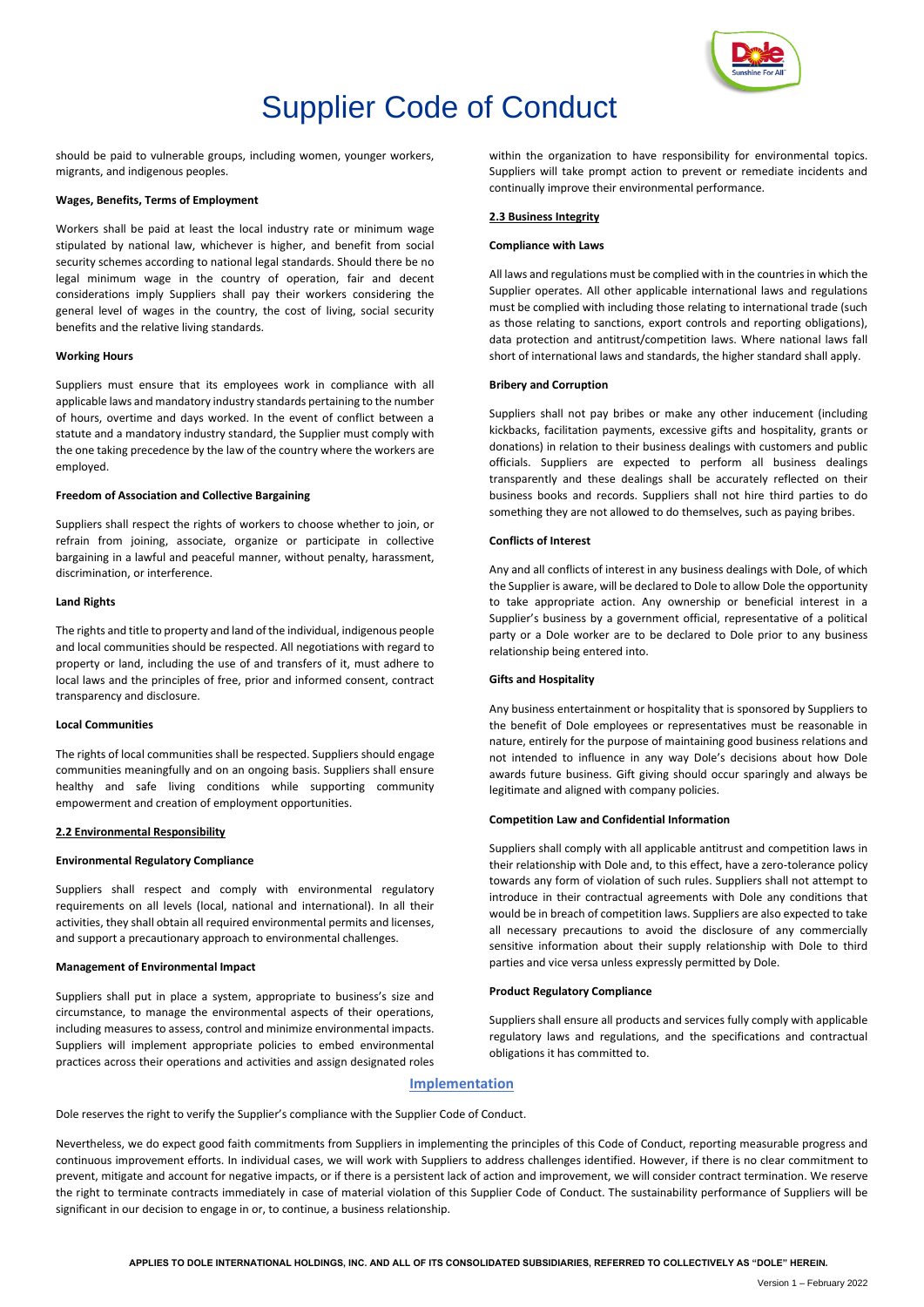# Supplier Code of Conduct

should be paid to vulnerable groups, including women, younger workers, migrants, and indigenous peoples.

**Wages, Benefits, Terms of Employment**

Workers shall be paid at least the local industry rate or minimum wage stipulated by national law, whichever is higher, and benefit from social security schemes according to national legal standards. Should there be no legal minimum wage in the country of operation, fair and decent considerations imply Suppliers shall pay their workers considering the general level of wages in the country, the cost of living, social security benefits and the relative living standards.

**Working Hours**

Suppliers must ensure that its employees work in compliance with all applicable laws and mandatory industry standards pertaining to the number of hours, overtime and days worked. In the event of conflict between a statute and a mandatory industry standard, the Supplier must comply with the one taking precedence by the law of the country where the workers are employed.

**Freedom of Association and Collective Bargaining**

Suppliers shall respect the rights of workers to choose whether to join, or refrain from joining, associate, organize or participate in collective bargaining in a lawful and peaceful manner, without penalty, harassment, discrimination, or interference.

**Land Rights**

The rights and title to property and land of the individual, indigenous people and local communities should be respected. All negotiations with regard to property or land, including the use of and transfers of it, must adhere to local laws and the principles of free, prior and informed consent, contract transparency and disclosure.

**Local Communities**

The rights of local communities shall be respected. Suppliers should engage communities meaningfully and on an ongoing basis. Suppliers shall ensure healthy and safe living conditions while supporting community empowerment and creation of employment opportunities.

## 2.2 Environmental Responsibility

**Environmental Regulatory Compliance**

Suppliers shall respect and comply with environmental regulatory requirements on all levels (local, national and international). In all their activities, they shall obtain all required environmental permits and licenses, and support a precautionary approach to environmental challenges.

**Management of Environmental Impact**

Suppliers shall put in place a system, appropriate to business's size and circumstance, to manage the environmental aspects of their operations, including measures to assess, control and minimize environmental impacts. Suppliers will implement appropriate policies to embed environmental practices across their operations and activities and assign designated roles within the organization to have responsibility for environmental topics. Suppliers will take prompt action to prevent or remediate incidents and continually improve their environmental performance.

## 2.3 Business Integrity

**Compliance with Laws**

All laws and regulations must be complied with in the countries in which the Supplier operates. All other applicable international laws and regulations must be complied with including those relating to international trade (such as those relating to sanctions, export controls and reporting obligations), data protection and antitrust/competition laws. Where national laws fall short of international laws and standards, the higher standard shall apply.

**Bribery and Corruption**

Suppliers shall not pay bribes or make any other inducement (including kickbacks, facilitation payments, excessive gifts and hospitality, grants or donations) in relation to their business dealings with customers and public officials. Suppliers are expected to perform all business dealings transparently and these dealings shall be accurately reflected on their business books and records. Suppliers shall not hire third parties to do something they are not allowed to do themselves, such as paying bribes.

**Conflicts of Interest**

Any and all conflicts of interest in any business dealings with Dole, of which the Supplier is aware, will be declared to Dole to allow Dole the opportunity to take appropriate action. Any ownership or beneficial interest in a Supplier's business by a government official, representative of a political party or a Dole worker are to be declared to Dole prior to any business relationship being entered into.

**Gifts and Hospitality**

Any business entertainment or hospitality that is sponsored by Suppliers to the benefit of Dole employees or representatives must be reasonable in nature, entirely for the purpose of maintaining good business relations and not intended to influence in any way Dole's decisions about how Dole awards future business. Gift giving should occur sparingly and always be legitimate and aligned with company policies.

**Competition Law and Confidential Information**

Suppliers shall comply with all applicable antitrust and competition laws in their relationship with Dole and, to this effect, have a zero-tolerance policy towards any form of violation of such rules. Suppliers shall not attempt to introduce in their contractual agreements with Dole any conditions that would be in breach of competition laws. Suppliers are also expected to take all necessary precautions to avoid the disclosure of any commercially sensitive information about their supply relationship with Dole to third parties and vice versa unless expressly permitted by Dole.

**Product Regulatory Compliance**

Suppliers shall ensure all products and services fully comply with applicable regulatory laws and regulations, and the specifications and contractual obligations it has committed to.

## Implementation

Dole reserves the right to verify the Supplier's compliance with the Supplier Code of Conduct.

Nevertheless, we do expect good faith commitments from Suppliers in implementing the principles of this Code of Conduct, reporting measurable progress and continuous improvement efforts. In individual cases, we will work with Suppliers to address challenges identified. However, if there is no clear commitment to prevent, mitigate and account for negative impacts, or if there is a persistent lack of action and improvement, we will consider contract termination. We reserve the right to terminate contracts immediately in case of material violation of this Supplier Code of Conduct. The sustainability performance of Suppliers will be significant in our decision to engage in or, to continue, a business relationship.

**APPLIES TO DOLE INTERNATIONAL HOLDINGS, INC. AND ALL OF ITS CONSOLIDATED SUBSIDIARIES, REFERRED TO COLLECTIVELY AS "DOLE" HEREIN.**

Version 1 – February 2022